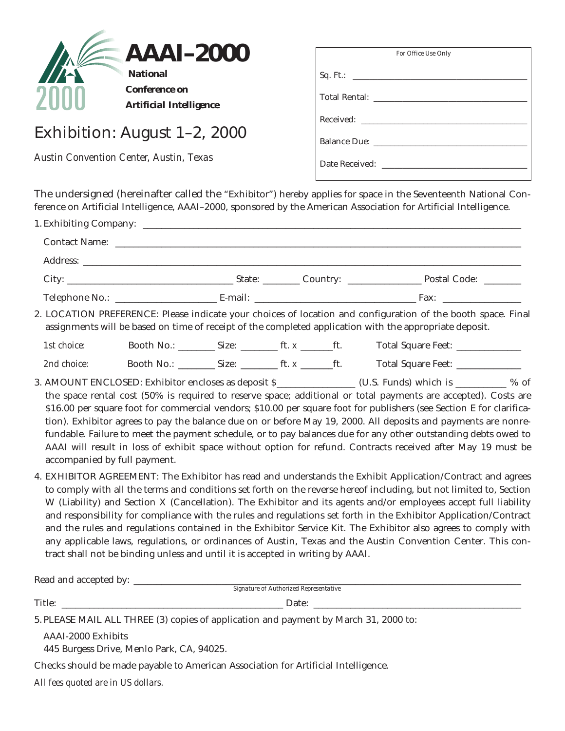# AAAI–2000

**National Conference on Artificial Intelligence**

## Exhibition: August 1–2, 2000

*Austin Convention Center, Austin, Texas*

| For Office Use Only |
|---|
| Sq. Ft.: ____________________ |
| Total Rental: ____________________ |
| Received: ____________________ |
| Balance Due: ____________________ |
| Date Received: ____________________ |

The undersigned (hereinafter called the "Exhibitor") hereby applies for space in the Seventeenth National Conference on Artificial Intelligence, AAAI–2000, sponsored by the American Association for Artificial Intelligence.

1. Exhibiting Company: ____________________

   Contact Name: ____________________

   Address: ____________________

   City: ____________________ State: ________ Country: ________________ Postal Code: ________

   Telephone No.: ____________________ E-mail: ____________________ Fax: ________________

2. LOCATION PREFERENCE: Please indicate your choices of location and configuration of the booth space. Final assignments will be based on time of receipt of the completed application with the appropriate deposit.

   *1st choice:* Booth No.: ________ Size: ________ ft. x _______ft. Total Square Feet: ______________

   *2nd choice:* Booth No.: ________ Size: ________ ft. x _______ft. Total Square Feet: ______________

3. AMOUNT ENCLOSED: Exhibitor encloses as deposit $________________ (U.S. Funds) which is __________ % of the space rental cost (50% is required to reserve space; additional or total payments are accepted). Costs are $16.00 per square foot for commercial vendors; $10.00 per square foot for publishers (see Section E for clarification). Exhibitor agrees to pay the balance due on or before May 19, 2000. All deposits and payments are nonrefundable. Failure to meet the payment schedule, or to pay balances due for any other outstanding debts owed to AAAI will result in loss of exhibit space without option for refund. Contracts received after May 19 must be accompanied by full payment.

4. EXHIBITOR AGREEMENT: The Exhibitor has read and understands the Exhibit Application/Contract and agrees to comply with all the terms and conditions set forth on the reverse hereof including, but not limited to, Section W (Liability) and Section X (Cancellation). The Exhibitor and its agents and/or employees accept full liability and responsibility for compliance with the rules and regulations set forth in the Exhibitor Application/Contract and the rules and regulations contained in the Exhibitor Service Kit. The Exhibitor also agrees to comply with any applicable laws, regulations, or ordinances of Austin, Texas and the Austin Convention Center. This contract shall not be binding unless and until it is accepted in writing by AAAI.

Read and accepted by: ____________________________________________
*Signature of Authorized Representative*

Title: ____________________ Date: ____________________

5. PLEASE MAIL ALL THREE (3) copies of application and payment by March 31, 2000 to:

   AAAI-2000 Exhibits
   445 Burgess Drive, Menlo Park, CA, 94025.

Checks should be made payable to American Association for Artificial Intelligence.

*All fees quoted are in US dollars.*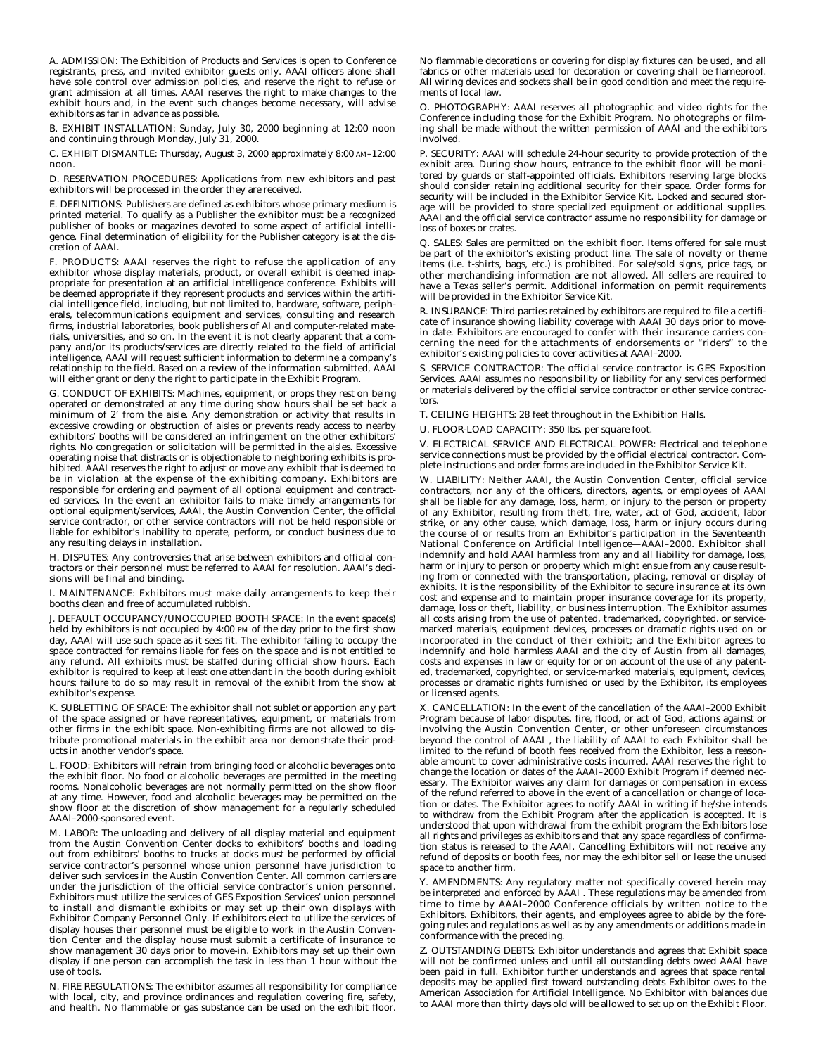A. ADMISSION: The Exhibition of Products and Services is open to Conference registrants, press, and invited exhibitor guests only. AAAI officers alone shall have sole control over admission policies, and reserve the right to refuse or grant admission at all times. AAAI reserves the right to make changes to the exhibit hours and, in the event such changes become necessary, will advise exhibitors as far in advance as possible.

B. EXHIBIT INSTALLATION: Sunday, July 30, 2000 beginning at 12:00 noon and continuing through Monday, July 31, 2000.

C. EXHIBIT DISMANTLE: Thursday, August 3, 2000 approximately 8:00 AM–12:00 noon.

D. RESERVATION PROCEDURES: Applications from new exhibitors and past exhibitors will be processed in the order they are received.

E. DEFINITIONS: Publishers are defined as exhibitors whose primary medium is printed material. To qualify as a Publisher the exhibitor must be a recognized publisher of books or magazines devoted to some aspect of artificial intelligence. Final determination of eligibility for the Publisher category is at the discretion of AAAI.

F. PRODUCTS: AAAI reserves the right to refuse the application of any exhibitor whose display materials, product, or overall exhibit is deemed inappropriate for presentation at an artificial intelligence conference. Exhibits will be deemed appropriate if they represent products and services within the artificial intelligence field, including, but not limited to, hardware, software, peripherals, telecommunications equipment and services, consulting and research firms, industrial laboratories, book publishers of AI and computer-related materials, universities, and so on. In the event it is not clearly apparent that a company and/or its products/services are directly related to the field of artificial intelligence, AAAI will request sufficient information to determine a company's relationship to the field. Based on a review of the information submitted, AAAI will either grant or deny the right to participate in the Exhibit Program.

G. CONDUCT OF EXHIBITS: Machines, equipment, or props they rest on being operated or demonstrated at any time during show hours shall be set back a minimum of 2' from the aisle. Any demonstration or activity that results in excessive crowding or obstruction of aisles or prevents ready access to nearby exhibitors' booths will be considered an infringement on the other exhibitors' rights. No congregation or solicitation will be permitted in the aisles. Excessive operating noise that distracts or is objectionable to neighboring exhibits is prohibited. AAAI reserves the right to adjust or move any exhibit that is deemed to be in violation at the expense of the exhibiting company. Exhibitors are responsible for ordering and payment of all optional equipment and contracted services. In the event an exhibitor fails to make timely arrangements for optional equipment/services, AAAI, the Austin Convention Center, the official service contractor, or other service contractors will not be held responsible or liable for exhibitor's inability to operate, perform, or conduct business due to any resulting delays in installation.

H. DISPUTES: Any controversies that arise between exhibitors and official contractors or their personnel must be referred to AAAI for resolution. AAAI's decisions will be final and binding.

I. MAINTENANCE: Exhibitors must make daily arrangements to keep their booths clean and free of accumulated rubbish.

J. DEFAULT OCCUPANCY/UNOCCUPIED BOOTH SPACE: In the event space(s) held by exhibitors is not occupied by 4:00 PM of the day prior to the first show day, AAAI will use such space as it sees fit. The exhibitor failing to occupy the space contracted for remains liable for fees on the space and is not entitled to any refund. All exhibits must be staffed during official show hours. Each exhibitor is required to keep at least one attendant in the booth during exhibit hours; failure to do so may result in removal of the exhibit from the show at exhibitor's expense.

K. SUBLETTING OF SPACE: The exhibitor shall not sublet or apportion any part of the space assigned or have representatives, equipment, or materials from other firms in the exhibit space. Non-exhibiting firms are not allowed to distribute promotional materials in the exhibit area nor demonstrate their products in another vendor's space.

L. FOOD: Exhibitors will refrain from bringing food or alcoholic beverages onto the exhibit floor. No food or alcoholic beverages are permitted in the meeting rooms. Nonalcoholic beverages are not normally permitted on the show floor at any time. However, food and alcoholic beverages may be permitted on the show floor at the discretion of show management for a regularly scheduled AAAI–2000-sponsored event.

M. LABOR: The unloading and delivery of all display material and equipment from the Austin Convention Center docks to exhibitors' booths and loading out from exhibitors' booths to trucks at docks must be performed by official service contractor's personnel whose union personnel have jurisdiction to deliver such services in the Austin Convention Center. All common carriers are under the jurisdiction of the official service contractor's union personnel. Exhibitors must utilize the services of GES Exposition Services' union personnel to install and dismantle exhibits or may set up their own displays with Exhibitor Company Personnel Only. If exhibitors elect to utilize the services of display houses their personnel must be eligible to work in the Austin Convention Center and the display house must submit a certificate of insurance to show management 30 days prior to move-in. Exhibitors may set up their own display if one person can accomplish the task in less than 1 hour without the use of tools.

N. FIRE REGULATIONS: The exhibitor assumes all responsibility for compliance with local, city, and province ordinances and regulation covering fire, safety, and health. No flammable or gas substance can be used on the exhibit floor. No flammable decorations or covering for display fixtures can be used, and all fabrics or other materials used for decoration or covering shall be flameproof. All wiring devices and sockets shall be in good condition and meet the requirements of local law.

O. PHOTOGRAPHY: AAAI reserves all photographic and video rights for the Conference including those for the Exhibit Program. No photographs or filming shall be made without the written permission of AAAI and the exhibitors involved.

P. SECURITY: AAAI will schedule 24-hour security to provide protection of the exhibit area. During show hours, entrance to the exhibit floor will be monitored by guards or staff-appointed officials. Exhibitors reserving large blocks should consider retaining additional security for their space. Order forms for security will be included in the Exhibitor Service Kit. Locked and secured storage will be provided to store specialized equipment or additional supplies. AAAI and the official service contractor assume no responsibility for damage or loss of boxes or crates.

Q. SALES: Sales are permitted on the exhibit floor. Items offered for sale must be part of the exhibitor's existing product line. The sale of novelty or theme items (i.e. t-shirts, bags, etc.) is prohibited. For sale/sold signs, price tags, or other merchandising information are not allowed. All sellers are required to have a Texas seller's permit. Additional information on permit requirements will be provided in the Exhibitor Service Kit.

R. INSURANCE: Third parties retained by exhibitors are required to file a certificate of insurance showing liability coverage with AAAI 30 days prior to move-in date. Exhibitors are encouraged to confer with their insurance carriers concerning the need for the attachments of endorsements or "riders" to the exhibitor's existing policies to cover activities at AAAI–2000.

S. SERVICE CONTRACTOR: The official service contractor is GES Exposition Services. AAAI assumes no responsibility or liability for any services performed or materials delivered by the official service contractor or other service contractors.

T. CEILING HEIGHTS: 28 feet throughout in the Exhibition Halls.

U. FLOOR-LOAD CAPACITY: 350 lbs. per square foot.

V. ELECTRICAL SERVICE AND ELECTRICAL POWER: Electrical and telephone service connections must be provided by the official electrical contractor. Complete instructions and order forms are included in the Exhibitor Service Kit.

W. LIABILITY: Neither AAAI, the Austin Convention Center, official service contractors, nor any of the officers, directors, agents, or employees of AAAI shall be liable for any damage, loss, harm, or injury to the person or property of any Exhibitor, resulting from theft, fire, water, act of God, accident, labor strike, or any other cause, which damage, loss, harm or injury occurs during the course of or results from an Exhibitor's participation in the Seventeenth National Conference on Artificial Intelligence—AAAI–2000. Exhibitor shall indemnify and hold AAAI harmless from any and all liability for damage, loss, harm or injury to person or property which might ensue from any cause resulting from or connected with the transportation, placing, removal or display of exhibits. It is the responsibility of the Exhibitor to secure insurance at its own cost and expense and to maintain proper insurance coverage for its property, damage, loss or theft, liability, or business interruption. The Exhibitor assumes all costs arising from the use of patented, trademarked, copyrighted. or service-marked materials, equipment devices, processes or dramatic rights used on or incorporated in the conduct of their exhibit; and the Exhibitor agrees to indemnify and hold harmless AAAI and the city of Austin from all damages, costs and expenses in law or equity for or on account of the use of any patented, trademarked, copyrighted, or service-marked materials, equipment, devices, processes or dramatic rights furnished or used by the Exhibitor, its employees or licensed agents.

X. CANCELLATION: In the event of the cancellation of the AAAI–2000 Exhibit Program because of labor disputes, fire, flood, or act of God, actions against or involving the Austin Convention Center, or other unforeseen circumstances beyond the control of AAAI , the liability of AAAI to each Exhibitor shall be limited to the refund of booth fees received from the Exhibitor, less a reasonable amount to cover administrative costs incurred. AAAI reserves the right to change the location or dates of the AAAI–2000 Exhibit Program if deemed necessary. The Exhibitor waives any claim for damages or compensation in excess of the refund referred to above in the event of a cancellation or change of location or dates. The Exhibitor agrees to notify AAAI in writing if he/she intends to withdraw from the Exhibit Program after the application is accepted. It is understood that upon withdrawal from the exhibit program the Exhibitors lose all rights and privileges as exhibitors and that any space regardless of confirmation status is released to the AAAI. Cancelling Exhibitors will not receive any refund of deposits or booth fees, nor may the exhibitor sell or lease the unused space to another firm.

Y. AMENDMENTS: Any regulatory matter not specifically covered herein may be interpreted and enforced by AAAI . These regulations may be amended from time to time by AAAI–2000 Conference officials by written notice to the Exhibitors. Exhibitors, their agents, and employees agree to abide by the foregoing rules and regulations as well as by any amendments or additions made in conformance with the preceding.

Z. OUTSTANDING DEBTS: Exhibitor understands and agrees that Exhibit space will not be confirmed unless and until all outstanding debts owed AAAI have been paid in full. Exhibitor further understands and agrees that space rental deposits may be applied first toward outstanding debts Exhibitor owes to the American Association for Artificial Intelligence. No Exhibitor with balances due to AAAI more than thirty days old will be allowed to set up on the Exhibit Floor.